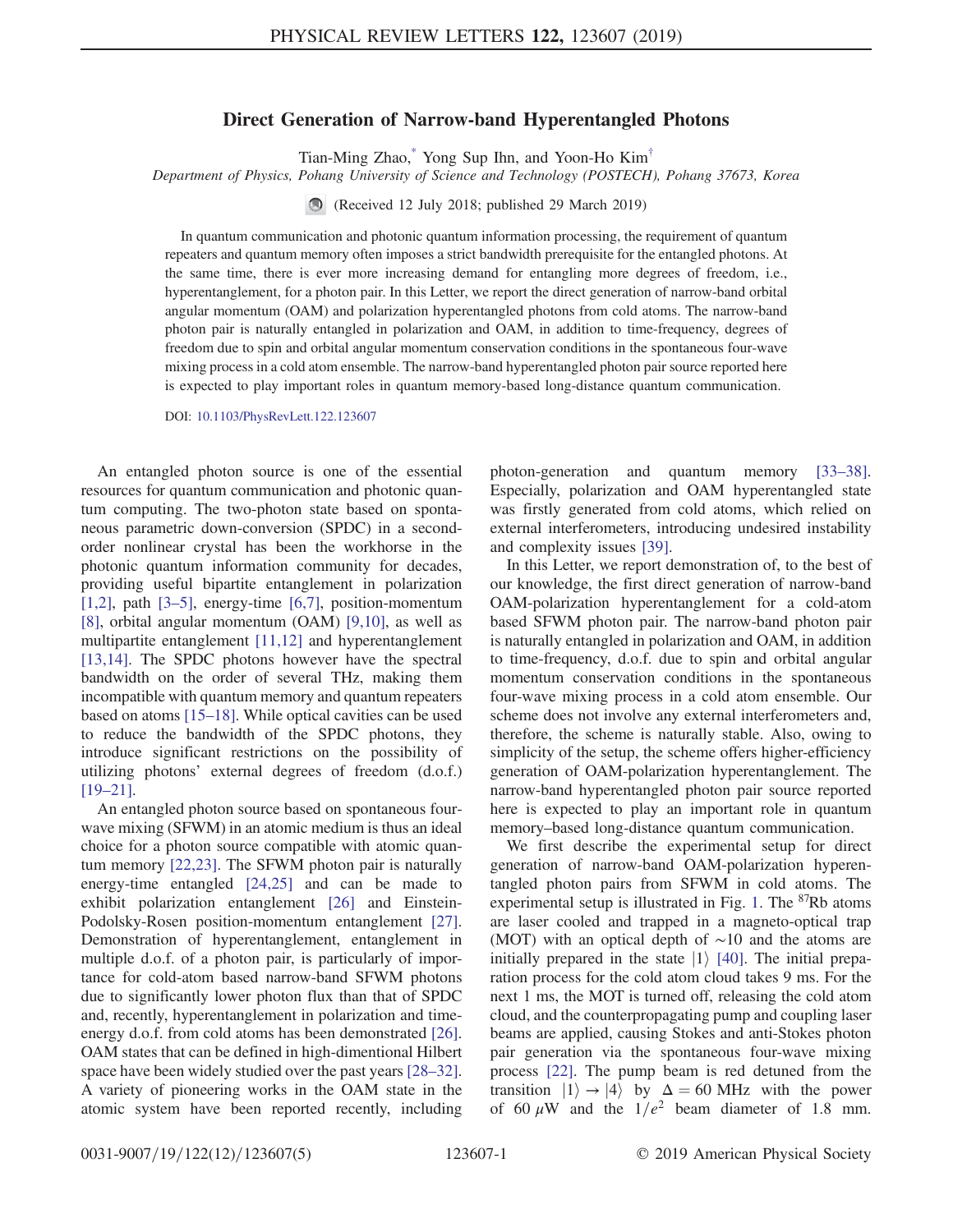# Direct Generation of Narrow-band Hyperentangled Photons

Tian-Ming Zhao,[*] Yong Sup Ihn, and Yoon-Ho Kim[†]

*Department of Physics, Pohang University of Science and Technology (POSTECH), Pohang 37673, Korea*

(Received 12 July 2018; published 29 March 2019)

In quantum communication and photonic quantum information processing, the requirement of quantum repeaters and quantum memory often imposes a strict bandwidth prerequisite for the entangled photons. At the same time, there is ever more increasing demand for entangling more degrees of freedom, i.e., hyperentanglement, for a photon pair. In this Letter, we report the direct generation of narrow-band orbital angular momentum (OAM) and polarization hyperentangled photons from cold atoms. The narrow-band photon pair is naturally entangled in polarization and OAM, in addition to time-frequency, degrees of freedom due to spin and orbital angular momentum conservation conditions in the spontaneous four-wave mixing process in a cold atom ensemble. The narrow-band hyperentangled photon pair source reported here is expected to play important roles in quantum memory-based long-distance quantum communication.

DOI: 10.1103/PhysRevLett.122.123607

An entangled photon source is one of the essential resources for quantum communication and photonic quantum computing. The two-photon state based on spontaneous parametric down-conversion (SPDC) in a second-order nonlinear crystal has been the workhorse in the photonic quantum information community for decades, providing useful bipartite entanglement in polarization [1,2], path [3–5], energy-time [6,7], position-momentum [8], orbital angular momentum (OAM) [9,10], as well as multipartite entanglement [11,12] and hyperentanglement [13,14]. The SPDC photons however have the spectral bandwidth on the order of several THz, making them incompatible with quantum memory and quantum repeaters based on atoms [15–18]. While optical cavities can be used to reduce the bandwidth of the SPDC photons, they introduce significant restrictions on the possibility of utilizing photons' external degrees of freedom (d.o.f.) [19–21].

An entangled photon source based on spontaneous four-wave mixing (SFWM) in an atomic medium is thus an ideal choice for a photon source compatible with atomic quantum memory [22,23]. The SFWM photon pair is naturally energy-time entangled [24,25] and can be made to exhibit polarization entanglement [26] and Einstein-Podolsky-Rosen position-momentum entanglement [27]. Demonstration of hyperentanglement, entanglement in multiple d.o.f. of a photon pair, is particularly of importance for cold-atom based narrow-band SFWM photons due to significantly lower photon flux than that of SPDC and, recently, hyperentanglement in polarization and time-energy d.o.f. from cold atoms has been demonstrated [26]. OAM states that can be defined in high-dimentional Hilbert space have been widely studied over the past years [28–32]. A variety of pioneering works in the OAM state in the atomic system have been reported recently, including photon-generation and quantum memory [33–38]. Especially, polarization and OAM hyperentangled state was firstly generated from cold atoms, which relied on external interferometers, introducing undesired instability and complexity issues [39].

In this Letter, we report demonstration of, to the best of our knowledge, the first direct generation of narrow-band OAM-polarization hyperentanglement for a cold-atom based SFWM photon pair. The narrow-band photon pair is naturally entangled in polarization and OAM, in addition to time-frequency, d.o.f. due to spin and orbital angular momentum conservation conditions in the spontaneous four-wave mixing process in a cold atom ensemble. Our scheme does not involve any external interferometers and, therefore, the scheme is naturally stable. Also, owing to simplicity of the setup, the scheme offers higher-efficiency generation of OAM-polarization hyperentanglement. The narrow-band hyperentangled photon pair source reported here is expected to play an important role in quantum memory–based long-distance quantum communication.

We first describe the experimental setup for direct generation of narrow-band OAM-polarization hyperentangled photon pairs from SFWM in cold atoms. The experimental setup is illustrated in Fig. 1. The $^{87}$Rb atoms are laser cooled and trapped in a magneto-optical trap (MOT) with an optical depth of ∼10 and the atoms are initially prepared in the state $|1\rangle$ [40]. The initial preparation process for the cold atom cloud takes 9 ms. For the next 1 ms, the MOT is turned off, releasing the cold atom cloud, and the counterpropagating pump and coupling laser beams are applied, causing Stokes and anti-Stokes photon pair generation via the spontaneous four-wave mixing process [22]. The pump beam is red detuned from the transition $|1\rangle \rightarrow |4\rangle$ by $\Delta = 60$ MHz with the power of 60 $\mu$W and the $1/e^2$ beam diameter of 1.8 mm.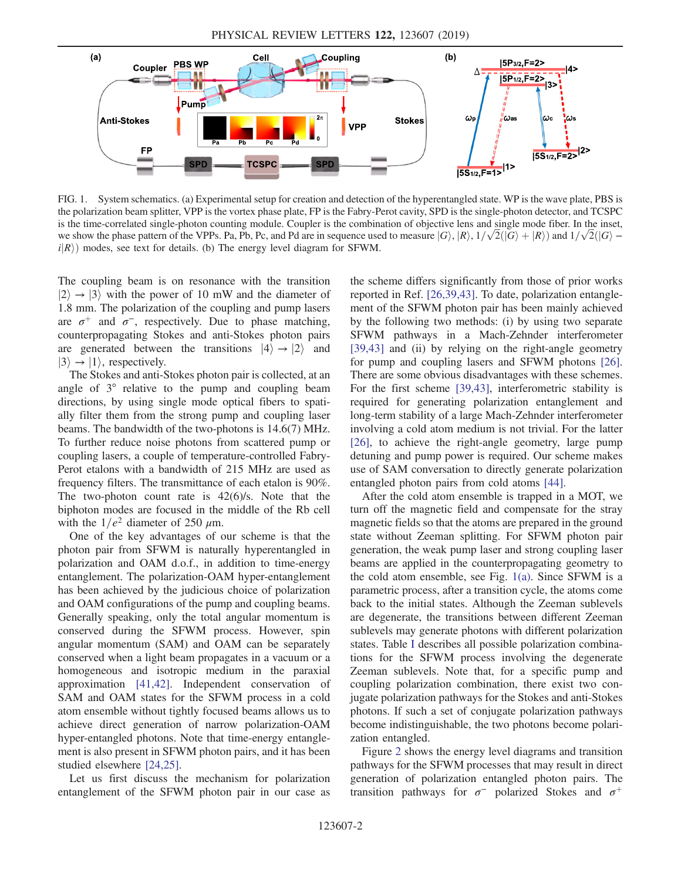FIG. 1. System schematics. (a) Experimental setup for creation and detection of the hyperentangled state. WP is the wave plate, PBS is the polarization beam splitter, VPP is the vortex phase plate, FP is the Fabry-Perot cavity, SPD is the single-photon detector, and TCSPC is the time-correlated single-photon counting module. Coupler is the combination of objective lens and single mode fiber. In the inset, we show the phase pattern of the VPPs. Pa, Pb, Pc, and Pd are in sequence used to measure $|G\rangle$, $|R\rangle$, $1/\sqrt{2}(|G\rangle + |R\rangle)$ and $1/\sqrt{2}(|G\rangle - i|R\rangle)$ modes, see text for details. (b) The energy level diagram for SFWM.

The coupling beam is on resonance with the transition $|2\rangle \rightarrow |3\rangle$ with the power of 10 mW and the diameter of 1.8 mm. The polarization of the coupling and pump lasers are $\sigma^+$ and $\sigma^-$, respectively. Due to phase matching, counterpropagating Stokes and anti-Stokes photon pairs are generated between the transitions $|4\rangle \rightarrow |2\rangle$ and $|3\rangle \rightarrow |1\rangle$, respectively.

The Stokes and anti-Stokes photon pair is collected, at an angle of 3° relative to the pump and coupling beam directions, by using single mode optical fibers to spatially filter them from the strong pump and coupling laser beams. The bandwidth of the two-photons is 14.6(7) MHz. To further reduce noise photons from scattered pump or coupling lasers, a couple of temperature-controlled Fabry-Perot etalons with a bandwidth of 215 MHz are used as frequency filters. The transmittance of each etalon is 90%. The two-photon count rate is 42(6)/s. Note that the biphoton modes are focused in the middle of the Rb cell with the $1/e^2$ diameter of 250 $\mu$m.

One of the key advantages of our scheme is that the photon pair from SFWM is naturally hyperentangled in polarization and OAM d.o.f., in addition to time-energy entanglement. The polarization-OAM hyper-entanglement has been achieved by the judicious choice of polarization and OAM configurations of the pump and coupling beams. Generally speaking, only the total angular momentum is conserved during the SFWM process. However, spin angular momentum (SAM) and OAM can be separately conserved when a light beam propagates in a vacuum or a homogeneous and isotropic medium in the paraxial approximation [41,42]. Independent conservation of SAM and OAM states for the SFWM process in a cold atom ensemble without tightly focused beams allows us to achieve direct generation of narrow polarization-OAM hyper-entangled photons. Note that time-energy entanglement is also present in SFWM photon pairs, and it has been studied elsewhere [24,25].

Let us first discuss the mechanism for polarization entanglement of the SFWM photon pair in our case as the scheme differs significantly from those of prior works reported in Ref. [26,39,43]. To date, polarization entanglement of the SFWM photon pair has been mainly achieved by the following two methods: (i) by using two separate SFWM pathways in a Mach-Zehnder interferometer [39,43] and (ii) by relying on the right-angle geometry for pump and coupling lasers and SFWM photons [26]. There are some obvious disadvantages with these schemes. For the first scheme [39,43], interferometric stability is required for generating polarization entanglement and long-term stability of a large Mach-Zehnder interferometer involving a cold atom medium is not trivial. For the latter [26], to achieve the right-angle geometry, large pump detuning and pump power is required. Our scheme makes use of SAM conversation to directly generate polarization entangled photon pairs from cold atoms [44].

After the cold atom ensemble is trapped in a MOT, we turn off the magnetic field and compensate for the stray magnetic fields so that the atoms are prepared in the ground state without Zeeman splitting. For SFWM photon pair generation, the weak pump laser and strong coupling laser beams are applied in the counterpropagating geometry to the cold atom ensemble, see Fig. 1(a). Since SFWM is a parametric process, after a transition cycle, the atoms come back to the initial states. Although the Zeeman sublevels are degenerate, the transitions between different Zeeman sublevels may generate photons with different polarization states. Table I describes all possible polarization combinations for the SFWM process involving the degenerate Zeeman sublevels. Note that, for a specific pump and coupling polarization combination, there exist two conjugate polarization pathways for the Stokes and anti-Stokes photons. If such a set of conjugate polarization pathways become indistinguishable, the two photons become polarization entangled.

Figure 2 shows the energy level diagrams and transition pathways for the SFWM processes that may result in direct generation of polarization entangled photon pairs. The transition pathways for $\sigma^-$ polarized Stokes and $\sigma^+$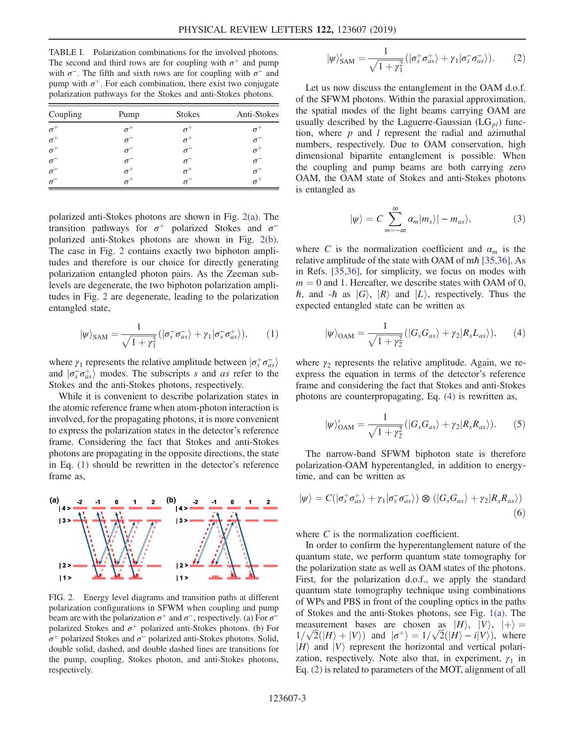TABLE I. Polarization combinations for the involved photons. The second and third rows are for coupling with $\sigma^+$ and pump with $\sigma^-$. The fifth and sixth rows are for coupling with $\sigma^-$ and pump with $\sigma^+$. For each combination, there exist two conjugate polarization pathways for the Stokes and anti-Stokes photons.

| Coupling | Pump | Stokes | Anti-Stokes |
|---|---|---|---|
| $\sigma^+$ | $\sigma^+$ | $\sigma^+$ | $\sigma^+$ |
| $\sigma^+$ | $\sigma^-$ | $\sigma^+$ | $\sigma^-$ |
| $\sigma^+$ | $\sigma^-$ | $\sigma^-$ | $\sigma^+$ |
| $\sigma^-$ | $\sigma^-$ | $\sigma^-$ | $\sigma^-$ |
| $\sigma^-$ | $\sigma^+$ | $\sigma^+$ | $\sigma^-$ |
| $\sigma^-$ | $\sigma^+$ | $\sigma^-$ | $\sigma^+$ |

polarized anti-Stokes photons are shown in Fig. 2(a). The transition pathways for $\sigma^+$ polarized Stokes and $\sigma^-$ polarized anti-Stokes photons are shown in Fig. 2(b). The case in Fig. 2 contains exactly two biphoton amplitudes and therefore is our choice for directly generating polarization entangled photon pairs. As the Zeeman sublevels are degenerate, the two biphoton polarization amplitudes in Fig. 2 are degenerate, leading to the polarization entangled state,

$$|\psi\rangle_{\mathrm{SAM}} = \frac{1}{\sqrt{1+\gamma_1^2}}(|\sigma_s^+\sigma_{as}^-\rangle + \gamma_1|\sigma_s^-\sigma_{as}^+\rangle), \quad (1)$$

where $\gamma_1$ represents the relative amplitude between $|\sigma_s^+\sigma_{as}^-\rangle$ and $|\sigma_s^-\sigma_{as}^+\rangle$ modes. The subscripts $s$ and $as$ refer to the Stokes and the anti-Stokes photons, respectively.

While it is convenient to describe polarization states in the atomic reference frame when atom-photon interaction is involved, for the propagating photons, it is more convenient to express the polarization states in the detector's reference frame. Considering the fact that Stokes and anti-Stokes photons are propagating in the opposite directions, the state in Eq. (1) should be rewritten in the detector's reference frame as,

FIG. 2. Energy level diagrams and transition paths at different polarization configurations in SFWM when coupling and pump beam are with the polarization $\sigma^+$ and $\sigma^-$, respectively. (a) For $\sigma^-$ polarized Stokes and $\sigma^+$ polarized anti-Stokes photons. (b) For $\sigma^+$ polarized Stokes and $\sigma^-$ polarized anti-Stokes photons. Solid, double solid, dashed, and double dashed lines are transitions for the pump, coupling, Stokes photon, and anti-Stokes photons, respectively.

$$|\psi\rangle'_{\mathrm{SAM}} = \frac{1}{\sqrt{1+\gamma_1^2}}(|\sigma_s^+\sigma_{as}^+\rangle + \gamma_1|\sigma_s^-\sigma_{as}^-\rangle). \quad (2)$$

Let us now discuss the entanglement in the OAM d.o.f. of the SFWM photons. Within the paraxial approximation, the spatial modes of the light beams carrying OAM are usually described by the Laguerre-Gaussian ($\mathrm{LG}_{pl}$) function, where $p$ and $l$ represent the radial and azimuthal numbers, respectively. Due to OAM conservation, high dimensional bipartite entanglement is possible. When the coupling and pump beams are both carrying zero OAM, the OAM state of Stokes and anti-Stokes photons is entangled as

$$|\psi\rangle = C\sum_{m=-\infty}^{\infty}\alpha_m|m_s\rangle|-m_{as}\rangle, \quad (3)$$

where $C$ is the normalization coefficient and $\alpha_m$ is the relative amplitude of the state with OAM of $m\hbar$ [35,36]. As in Refs. [35,36], for simplicity, we focus on modes with $m = 0$ and 1. Hereafter, we describe states with OAM of 0, $\hbar$, and $-\hbar$ as $|G\rangle$, $|R\rangle$ and $|L\rangle$, respectively. Thus the expected entangled state can be written as

$$|\psi\rangle_{\mathrm{OAM}} = \frac{1}{\sqrt{1+\gamma_2^2}}(|G_sG_{as}\rangle + \gamma_2|R_sL_{as}\rangle), \quad (4)$$

where $\gamma_2$ represents the relative amplitude. Again, we reexpress the equation in terms of the detector's reference frame and considering the fact that Stokes and anti-Stokes photons are counterpropagating, Eq. (4) is rewritten as,

$$|\psi\rangle'_{\mathrm{OAM}} = \frac{1}{\sqrt{1+\gamma_2^2}}(|G_sG_{as}\rangle + \gamma_2|R_sR_{as}\rangle). \quad (5)$$

The narrow-band SFWM biphoton state is therefore polarization-OAM hyperentangled, in addition to energy-time, and can be written as

$$|\psi\rangle = C(|\sigma_s^+\sigma_{as}^+\rangle + \gamma_1|\sigma_s^-\sigma_{as}^-\rangle) \otimes (|G_sG_{as}\rangle + \gamma_2|R_sR_{as}\rangle) \quad (6)$$

where $C$ is the normalization coefficient.

In order to confirm the hyperentanglement nature of the quantum state, we perform quantum state tomography for the polarization state as well as OAM states of the photons. First, for the polarization d.o.f., we apply the standard quantum state tomography technique using combinations of WPs and PBS in front of the coupling optics in the paths of Stokes and the anti-Stokes photons, see Fig. 1(a). The measurement bases are chosen as $|H\rangle$, $|V\rangle$, $|+\rangle = 1/\sqrt{2}(|H\rangle + |V\rangle)$ and $|\sigma^+\rangle = 1/\sqrt{2}(|H\rangle - i|V\rangle)$, where $|H\rangle$ and $|V\rangle$ represent the horizontal and vertical polarization, respectively. Note also that, in experiment, $\gamma_1$ in Eq. (2) is related to parameters of the MOT, alignment of all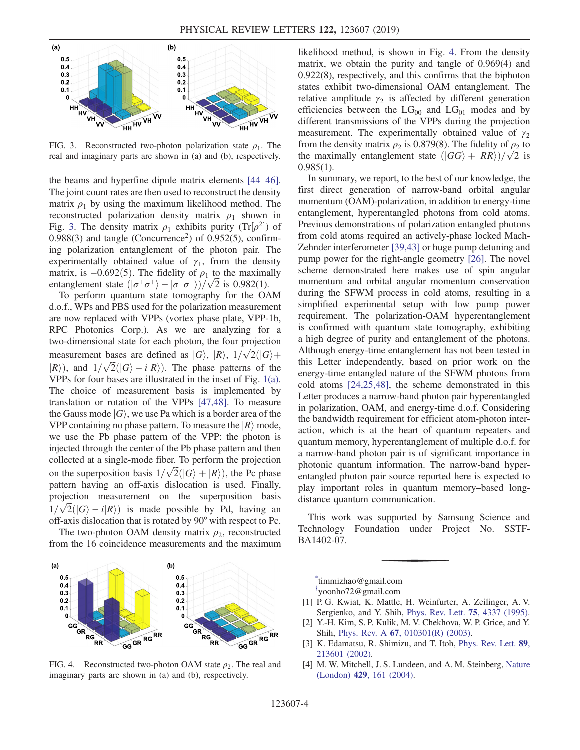FIG. 3. Reconstructed two-photon polarization state $\rho_1$. The real and imaginary parts are shown in (a) and (b), respectively.

the beams and hyperfine dipole matrix elements [44–46]. The joint count rates are then used to reconstruct the density matrix $\rho_1$ by using the maximum likelihood method. The reconstructed polarization density matrix $\rho_1$ shown in Fig. 3. The density matrix $\rho_1$ exhibits purity ($\mathrm{Tr}[\rho^2]$) of 0.988(3) and tangle (Concurrence$^2$) of 0.952(5), confirming polarization entanglement of the photon pair. The experimentally obtained value of $\gamma_1$, from the density matrix, is $-0.692(5)$. The fidelity of $\rho_1$ to the maximally entanglement state $(|\sigma^+\sigma^+\rangle - |\sigma^-\sigma^-\rangle)/\sqrt{2}$ is 0.982(1).

To perform quantum state tomography for the OAM d.o.f., WPs and PBS used for the polarization measurement are now replaced with VPPs (vortex phase plate, VPP-1b, RPC Photonics Corp.). As we are analyzing for a two-dimensional state for each photon, the four projection measurement bases are defined as $|G\rangle$, $|R\rangle$, $1/\sqrt{2}(|G\rangle + |R\rangle)$, and $1/\sqrt{2}(|G\rangle - i|R\rangle)$. The phase patterns of the VPPs for four bases are illustrated in the inset of Fig. 1(a). The choice of measurement basis is implemented by translation or rotation of the VPPs [47,48]. To measure the Gauss mode $|G\rangle$, we use Pa which is a border area of the VPP containing no phase pattern. To measure the $|R\rangle$ mode, we use the Pb phase pattern of the VPP: the photon is injected through the center of the Pb phase pattern and then collected at a single-mode fiber. To perform the projection on the superposition basis $1/\sqrt{2}(|G\rangle + |R\rangle)$, the Pc phase pattern having an off-axis dislocation is used. Finally, projection measurement on the superposition basis $1/\sqrt{2}(|G\rangle - i|R\rangle)$ is made possible by Pd, having an off-axis dislocation that is rotated by 90° with respect to Pc.

The two-photon OAM density matrix $\rho_2$, reconstructed from the 16 coincidence measurements and the maximum likelihood method, is shown in Fig. 4. From the density matrix, we obtain the purity and tangle of 0.969(4) and 0.922(8), respectively, and this confirms that the biphoton states exhibit two-dimensional OAM entanglement. The relative amplitude $\gamma_2$ is affected by different generation efficiencies between the $\mathrm{LG}_{00}$ and $\mathrm{LG}_{01}$ modes and by different transmissions of the VPPs during the projection measurement. The experimentally obtained value of $\gamma_2$ from the density matrix $\rho_2$ is 0.879(8). The fidelity of $\rho_2$ to the maximally entanglement state $(|GG\rangle + |RR\rangle)/\sqrt{2}$ is 0.985(1).

FIG. 4. Reconstructed two-photon OAM state $\rho_2$. The real and imaginary parts are shown in (a) and (b), respectively.

In summary, we report, to the best of our knowledge, the first direct generation of narrow-band orbital angular momentum (OAM)-polarization, in addition to energy-time entanglement, hyperentangled photons from cold atoms. Previous demonstrations of polarization entangled photons from cold atoms required an actively-phase locked Mach-Zehnder interferometer [39,43] or huge pump detuning and pump power for the right-angle geometry [26]. The novel scheme demonstrated here makes use of spin angular momentum and orbital angular momentum conservation during the SFWM process in cold atoms, resulting in a simplified experimental setup with low pump power requirement. The polarization-OAM hyperentanglement is confirmed with quantum state tomography, exhibiting a high degree of purity and entanglement of the photons. Although energy-time entanglement has not been tested in this Letter independently, based on prior work on the energy-time entangled nature of the SFWM photons from cold atoms [24,25,48], the scheme demonstrated in this Letter produces a narrow-band photon pair hyperentangled in polarization, OAM, and energy-time d.o.f. Considering the bandwidth requirement for efficient atom-photon interaction, which is at the heart of quantum repeaters and quantum memory, hyperentanglement of multiple d.o.f. for a narrow-band photon pair is of significant importance in photonic quantum information. The narrow-band hyperentangled photon pair source reported here is expected to play important roles in quantum memory–based long-distance quantum communication.

This work was supported by Samsung Science and Technology Foundation under Project No. SSTF-BA1402-07.

---

[*] timmizhao@gmail.com

[†] yoonho72@gmail.com

[1] P. G. Kwiat, K. Mattle, H. Weinfurter, A. Zeilinger, A. V. Sergienko, and Y. Shih, Phys. Rev. Lett. **75**, 4337 (1995).

[2] Y.-H. Kim, S. P. Kulik, M. V. Chekhova, W. P. Grice, and Y. Shih, Phys. Rev. A **67**, 010301(R) (2003).

[3] K. Edamatsu, R. Shimizu, and T. Itoh, Phys. Rev. Lett. **89**, 213601 (2002).

[4] M. W. Mitchell, J. S. Lundeen, and A. M. Steinberg, Nature (London) **429**, 161 (2004).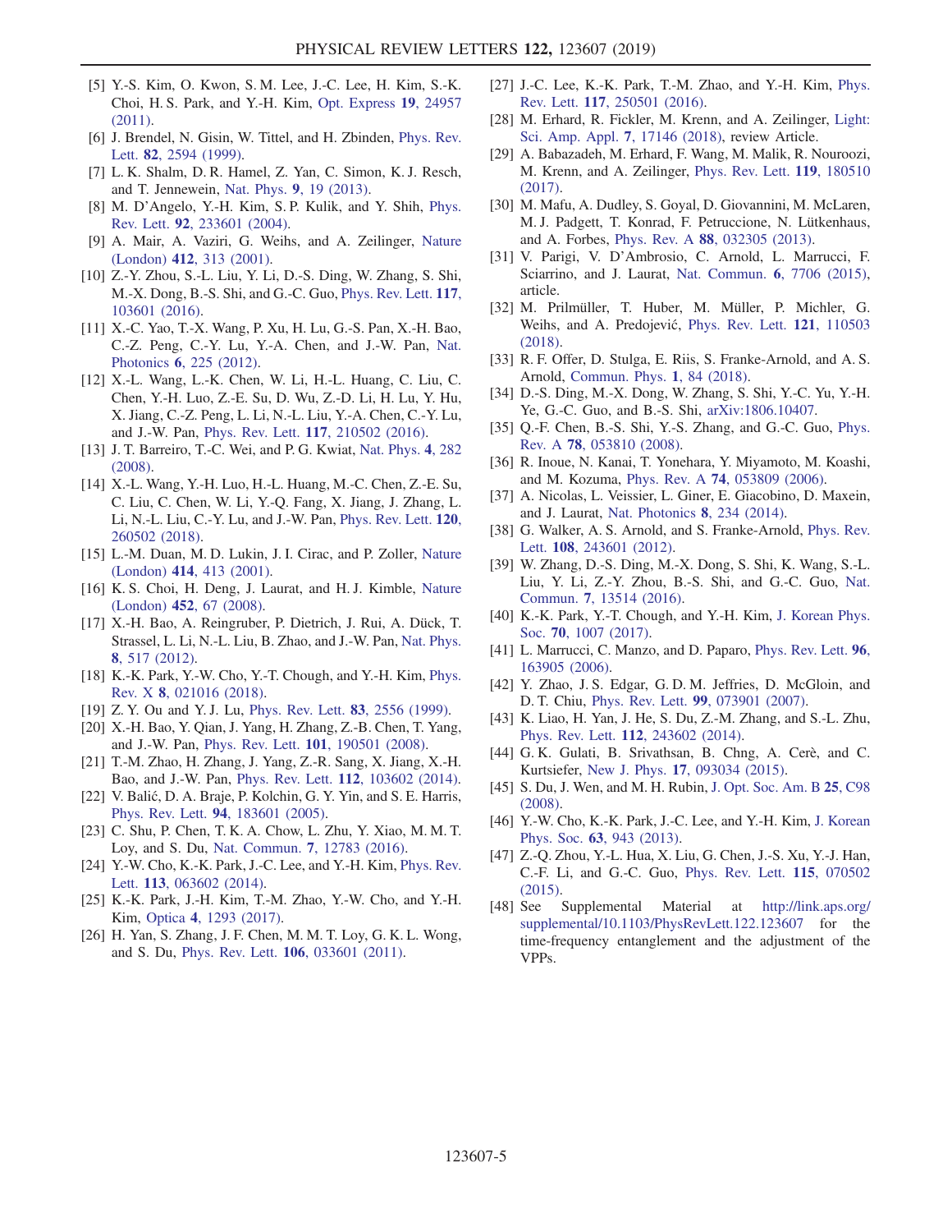[5] Y.-S. Kim, O. Kwon, S. M. Lee, J.-C. Lee, H. Kim, S.-K. Choi, H. S. Park, and Y.-H. Kim, Opt. Express **19**, 24957 (2011).

[6] J. Brendel, N. Gisin, W. Tittel, and H. Zbinden, Phys. Rev. Lett. **82**, 2594 (1999).

[7] L. K. Shalm, D. R. Hamel, Z. Yan, C. Simon, K. J. Resch, and T. Jennewein, Nat. Phys. **9**, 19 (2013).

[8] M. D'Angelo, Y.-H. Kim, S. P. Kulik, and Y. Shih, Phys. Rev. Lett. **92**, 233601 (2004).

[9] A. Mair, A. Vaziri, G. Weihs, and A. Zeilinger, Nature (London) **412**, 313 (2001).

[10] Z.-Y. Zhou, S.-L. Liu, Y. Li, D.-S. Ding, W. Zhang, S. Shi, M.-X. Dong, B.-S. Shi, and G.-C. Guo, Phys. Rev. Lett. **117**, 103601 (2016).

[11] X.-C. Yao, T.-X. Wang, P. Xu, H. Lu, G.-S. Pan, X.-H. Bao, C.-Z. Peng, C.-Y. Lu, Y.-A. Chen, and J.-W. Pan, Nat. Photonics **6**, 225 (2012).

[12] X.-L. Wang, L.-K. Chen, W. Li, H.-L. Huang, C. Liu, C. Chen, Y.-H. Luo, Z.-E. Su, D. Wu, Z.-D. Li, H. Lu, Y. Hu, X. Jiang, C.-Z. Peng, L. Li, N.-L. Liu, Y.-A. Chen, C.-Y. Lu, and J.-W. Pan, Phys. Rev. Lett. **117**, 210502 (2016).

[13] J. T. Barreiro, T.-C. Wei, and P. G. Kwiat, Nat. Phys. **4**, 282 (2008).

[14] X.-L. Wang, Y.-H. Luo, H.-L. Huang, M.-C. Chen, Z.-E. Su, C. Liu, C. Chen, W. Li, Y.-Q. Fang, X. Jiang, J. Zhang, L. Li, N.-L. Liu, C.-Y. Lu, and J.-W. Pan, Phys. Rev. Lett. **120**, 260502 (2018).

[15] L.-M. Duan, M. D. Lukin, J. I. Cirac, and P. Zoller, Nature (London) **414**, 413 (2001).

[16] K. S. Choi, H. Deng, J. Laurat, and H. J. Kimble, Nature (London) **452**, 67 (2008).

[17] X.-H. Bao, A. Reingruber, P. Dietrich, J. Rui, A. Dück, T. Strassel, L. Li, N.-L. Liu, B. Zhao, and J.-W. Pan, Nat. Phys. **8**, 517 (2012).

[18] K.-K. Park, Y.-W. Cho, Y.-T. Chough, and Y.-H. Kim, Phys. Rev. X **8**, 021016 (2018).

[19] Z. Y. Ou and Y. J. Lu, Phys. Rev. Lett. **83**, 2556 (1999).

[20] X.-H. Bao, Y. Qian, J. Yang, H. Zhang, Z.-B. Chen, T. Yang, and J.-W. Pan, Phys. Rev. Lett. **101**, 190501 (2008).

[21] T.-M. Zhao, H. Zhang, J. Yang, Z.-R. Sang, X. Jiang, X.-H. Bao, and J.-W. Pan, Phys. Rev. Lett. **112**, 103602 (2014).

[22] V. Balić, D. A. Braje, P. Kolchin, G. Y. Yin, and S. E. Harris, Phys. Rev. Lett. **94**, 183601 (2005).

[23] C. Shu, P. Chen, T. K. A. Chow, L. Zhu, Y. Xiao, M. M. T. Loy, and S. Du, Nat. Commun. **7**, 12783 (2016).

[24] Y.-W. Cho, K.-K. Park, J.-C. Lee, and Y.-H. Kim, Phys. Rev. Lett. **113**, 063602 (2014).

[25] K.-K. Park, J.-H. Kim, T.-M. Zhao, Y.-W. Cho, and Y.-H. Kim, Optica **4**, 1293 (2017).

[26] H. Yan, S. Zhang, J. F. Chen, M. M. T. Loy, G. K. L. Wong, and S. Du, Phys. Rev. Lett. **106**, 033601 (2011).

[27] J.-C. Lee, K.-K. Park, T.-M. Zhao, and Y.-H. Kim, Phys. Rev. Lett. **117**, 250501 (2016).

[28] M. Erhard, R. Fickler, M. Krenn, and A. Zeilinger, Light: Sci. Amp. Appl. **7**, 17146 (2018), review Article.

[29] A. Babazadeh, M. Erhard, F. Wang, M. Malik, R. Nouroozi, M. Krenn, and A. Zeilinger, Phys. Rev. Lett. **119**, 180510 (2017).

[30] M. Mafu, A. Dudley, S. Goyal, D. Giovannini, M. McLaren, M. J. Padgett, T. Konrad, F. Petruccione, N. Lütkenhaus, and A. Forbes, Phys. Rev. A **88**, 032305 (2013).

[31] V. Parigi, V. D'Ambrosio, C. Arnold, L. Marrucci, F. Sciarrino, and J. Laurat, Nat. Commun. **6**, 7706 (2015), article.

[32] M. Prilmüller, T. Huber, M. Müller, P. Michler, G. Weihs, and A. Predojević, Phys. Rev. Lett. **121**, 110503 (2018).

[33] R. F. Offer, D. Stulga, E. Riis, S. Franke-Arnold, and A. S. Arnold, Commun. Phys. **1**, 84 (2018).

[34] D.-S. Ding, M.-X. Dong, W. Zhang, S. Shi, Y.-C. Yu, Y.-H. Ye, G.-C. Guo, and B.-S. Shi, arXiv:1806.10407.

[35] Q.-F. Chen, B.-S. Shi, Y.-S. Zhang, and G.-C. Guo, Phys. Rev. A **78**, 053810 (2008).

[36] R. Inoue, N. Kanai, T. Yonehara, Y. Miyamoto, M. Koashi, and M. Kozuma, Phys. Rev. A **74**, 053809 (2006).

[37] A. Nicolas, L. Veissier, L. Giner, E. Giacobino, D. Maxein, and J. Laurat, Nat. Photonics **8**, 234 (2014).

[38] G. Walker, A. S. Arnold, and S. Franke-Arnold, Phys. Rev. Lett. **108**, 243601 (2012).

[39] W. Zhang, D.-S. Ding, M.-X. Dong, S. Shi, K. Wang, S.-L. Liu, Y. Li, Z.-Y. Zhou, B.-S. Shi, and G.-C. Guo, Nat. Commun. **7**, 13514 (2016).

[40] K.-K. Park, Y.-T. Chough, and Y.-H. Kim, J. Korean Phys. Soc. **70**, 1007 (2017).

[41] L. Marrucci, C. Manzo, and D. Paparo, Phys. Rev. Lett. **96**, 163905 (2006).

[42] Y. Zhao, J. S. Edgar, G. D. M. Jeffries, D. McGloin, and D. T. Chiu, Phys. Rev. Lett. **99**, 073901 (2007).

[43] K. Liao, H. Yan, J. He, S. Du, Z.-M. Zhang, and S.-L. Zhu, Phys. Rev. Lett. **112**, 243602 (2014).

[44] G. K. Gulati, B. Srivathsan, B. Chng, A. Cerè, and C. Kurtsiefer, New J. Phys. **17**, 093034 (2015).

[45] S. Du, J. Wen, and M. H. Rubin, J. Opt. Soc. Am. B **25**, C98 (2008).

[46] Y.-W. Cho, K.-K. Park, J.-C. Lee, and Y.-H. Kim, J. Korean Phys. Soc. **63**, 943 (2013).

[47] Z.-Q. Zhou, Y.-L. Hua, X. Liu, G. Chen, J.-S. Xu, Y.-J. Han, C.-F. Li, and G.-C. Guo, Phys. Rev. Lett. **115**, 070502 (2015).

[48] See Supplemental Material at http://link.aps.org/supplemental/10.1103/PhysRevLett.122.123607 for the time-frequency entanglement and the adjustment of the VPPs.